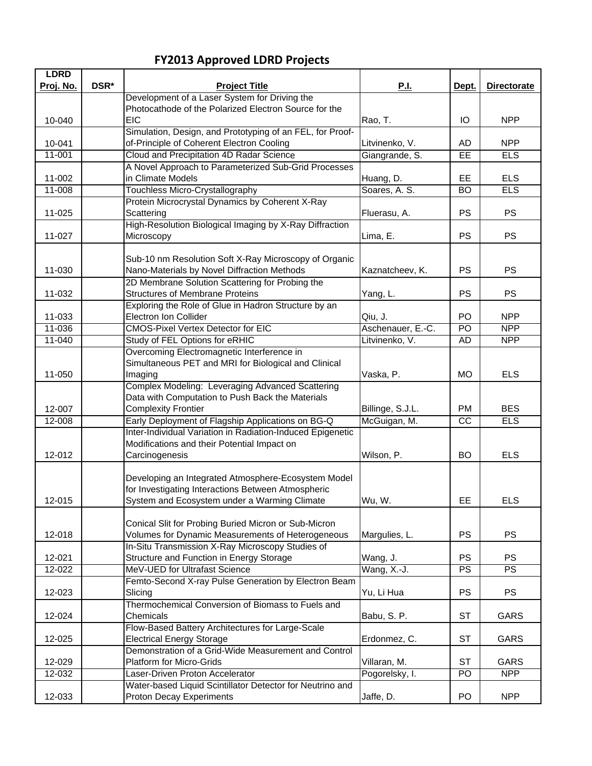# FY2013 Approved LDRD Projects

| LDRD Proj. No. | DSR* | Project Title | P.I. | Dept. | Directorate |
|---|---|---|---|---|---|
| 10-040 | | Development of a Laser System for Driving the Photocathode of the Polarized Electron Source for the EIC | Rao, T. | IO | NPP |
| 10-041 | | Simulation, Design, and Prototyping of an FEL, for Proof-of-Principle of Coherent Electron Cooling | Litvinenko, V. | AD | NPP |
| 11-001 | | Cloud and Precipitation 4D Radar Science | Giangrande, S. | EE | ELS |
| 11-002 | | A Novel Approach to Parameterized Sub-Grid Processes in Climate Models | Huang, D. | EE | ELS |
| 11-008 | | Touchless Micro-Crystallography | Soares, A. S. | BO | ELS |
| 11-025 | | Protein Microcrystal Dynamics by Coherent X-Ray Scattering | Fluerasu, A. | PS | PS |
| 11-027 | | High-Resolution Biological Imaging by X-Ray Diffraction Microscopy | Lima, E. | PS | PS |
| 11-030 | | Sub-10 nm Resolution Soft X-Ray Microscopy of Organic Nano-Materials by Novel Diffraction Methods | Kaznatcheev, K. | PS | PS |
| 11-032 | | 2D Membrane Solution Scattering for Probing the Structures of Membrane Proteins | Yang, L. | PS | PS |
| 11-033 | | Exploring the Role of Glue in Hadron Structure by an Electron Ion Collider | Qiu, J. | PO | NPP |
| 11-036 | | CMOS-Pixel Vertex Detector for EIC | Aschenauer, E.-C. | PO | NPP |
| 11-040 | | Study of FEL Options for eRHIC | Litvinenko, V. | AD | NPP |
| 11-050 | | Overcoming Electromagnetic Interference in Simultaneous PET and MRI for Biological and Clinical Imaging | Vaska, P. | MO | ELS |
| 12-007 | | Complex Modeling: Leveraging Advanced Scattering Data with Computation to Push Back the Materials Complexity Frontier | Billinge, S.J.L. | PM | BES |
| 12-008 | | Early Deployment of Flagship Applications on BG-Q | McGuigan, M. | CC | ELS |
| 12-012 | | Inter-Individual Variation in Radiation-Induced Epigenetic Modifications and their Potential Impact on Carcinogenesis | Wilson, P. | BO | ELS |
| 12-015 | | Developing an Integrated Atmosphere-Ecosystem Model for Investigating Interactions Between Atmospheric System and Ecosystem under a Warming Climate | Wu, W. | EE | ELS |
| 12-018 | | Conical Slit for Probing Buried Micron or Sub-Micron Volumes for Dynamic Measurements of Heterogeneous | Margulies, L. | PS | PS |
| 12-021 | | In-Situ Transmission X-Ray Microscopy Studies of Structure and Function in Energy Storage | Wang, J. | PS | PS |
| 12-022 | | MeV-UED for Ultrafast Science | Wang, X.-J. | PS | PS |
| 12-023 | | Femto-Second X-ray Pulse Generation by Electron Beam Slicing | Yu, Li Hua | PS | PS |
| 12-024 | | Thermochemical Conversion of Biomass to Fuels and Chemicals | Babu, S. P. | ST | GARS |
| 12-025 | | Flow-Based Battery Architectures for Large-Scale Electrical Energy Storage | Erdonmez, C. | ST | GARS |
| 12-029 | | Demonstration of a Grid-Wide Measurement and Control Platform for Micro-Grids | Villaran, M. | ST | GARS |
| 12-032 | | Laser-Driven Proton Accelerator | Pogorelsky, I. | PO | NPP |
| 12-033 | | Water-based Liquid Scintillator Detector for Neutrino and Proton Decay Experiments | Jaffe, D. | PO | NPP |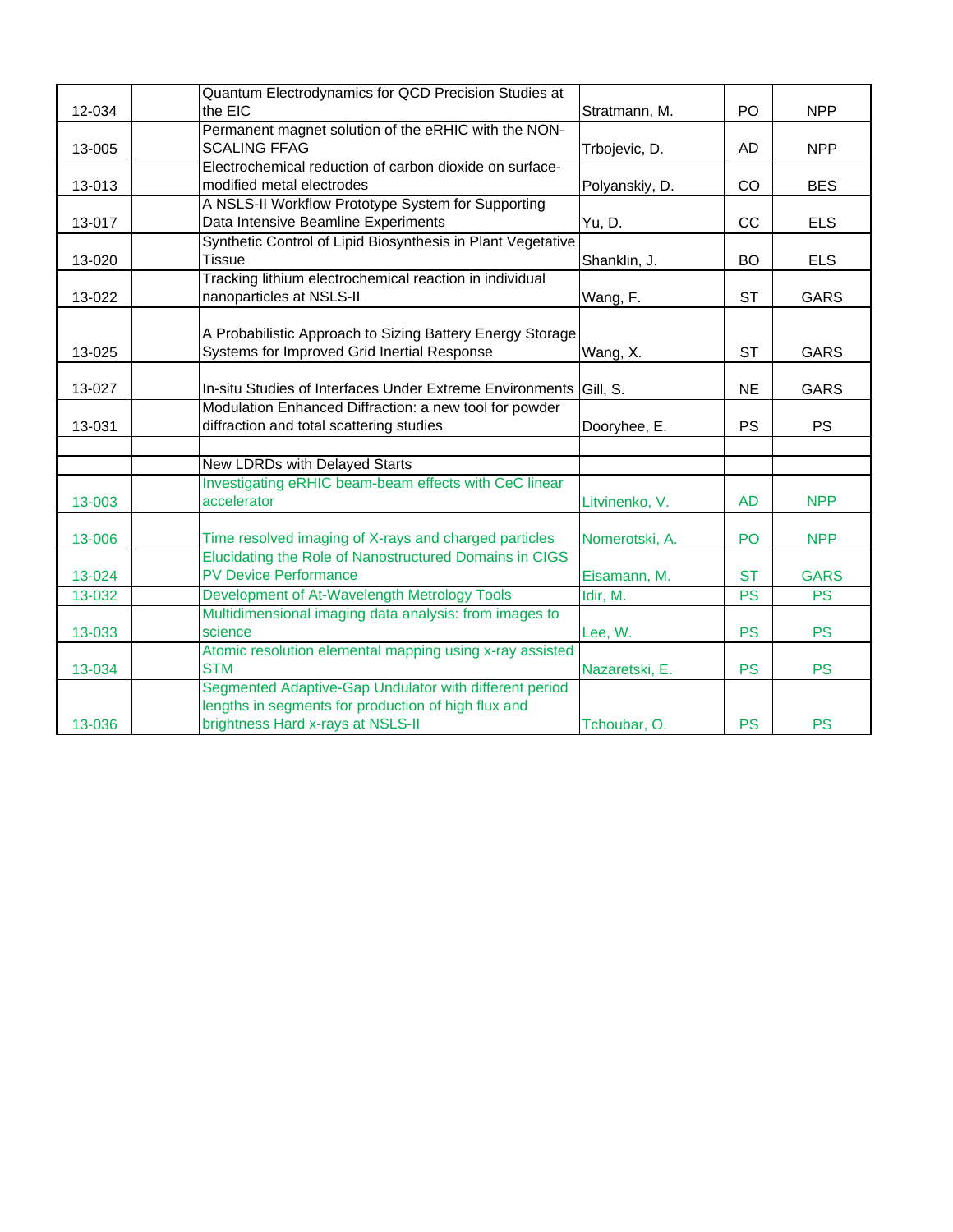| | | | | | |
|---|---|---|---|---|---|
| 12-034 | | Quantum Electrodynamics for QCD Precision Studies at the EIC | Stratmann, M. | PO | NPP |
| 13-005 | | Permanent magnet solution of the eRHIC with the NON-SCALING FFAG | Trbojevic, D. | AD | NPP |
| 13-013 | | Electrochemical reduction of carbon dioxide on surface-modified metal electrodes | Polyanskiy, D. | CO | BES |
| 13-017 | | A NSLS-II Workflow Prototype System for Supporting Data Intensive Beamline Experiments | Yu, D. | CC | ELS |
| 13-020 | | Synthetic Control of Lipid Biosynthesis in Plant Vegetative Tissue | Shanklin, J. | BO | ELS |
| 13-022 | | Tracking lithium electrochemical reaction in individual nanoparticles at NSLS-II | Wang, F. | ST | GARS |
| 13-025 | | A Probabilistic Approach to Sizing Battery Energy Storage Systems for Improved Grid Inertial Response | Wang, X. | ST | GARS |
| 13-027 | | In-situ Studies of Interfaces Under Extreme Environments | Gill, S. | NE | GARS |
| 13-031 | | Modulation Enhanced Diffraction: a new tool for powder diffraction and total scattering studies | Dooryhee, E. | PS | PS |
| | | | | | |
| | | New LDRDs with Delayed Starts | | | |
| 13-003 | | Investigating eRHIC beam-beam effects with CeC linear accelerator | Litvinenko, V. | AD | NPP |
| 13-006 | | Time resolved imaging of X-rays and charged particles | Nomerotski, A. | PO | NPP |
| 13-024 | | Elucidating the Role of Nanostructured Domains in CIGS PV Device Performance | Eisamann, M. | ST | GARS |
| 13-032 | | Development of At-Wavelength Metrology Tools | Idir, M. | PS | PS |
| 13-033 | | Multidimensional imaging data analysis: from images to science | Lee, W. | PS | PS |
| 13-034 | | Atomic resolution elemental mapping using x-ray assisted STM | Nazaretski, E. | PS | PS |
| 13-036 | | Segmented Adaptive-Gap Undulator with different period lengths in segments for production of high flux and brightness Hard x-rays at NSLS-II | Tchoubar, O. | PS | PS |